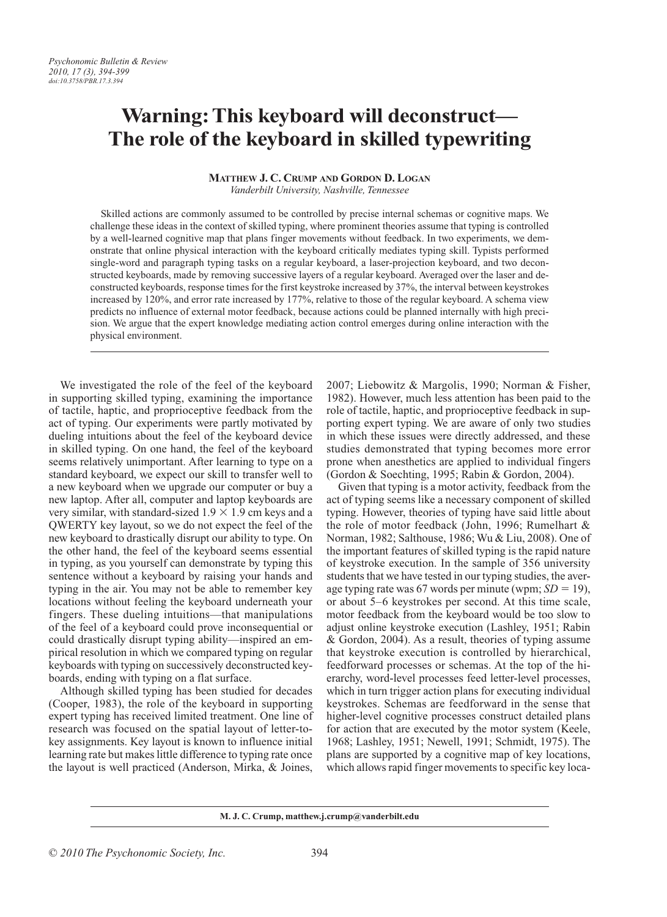# Warning: This keyboard will deconstruct— The role of the keyboard in skilled typewriting

**MATTHEW J. C. CRUMP AND GORDON D. LOGAN**
*Vanderbilt University, Nashville, Tennessee*

Skilled actions are commonly assumed to be controlled by precise internal schemas or cognitive maps. We challenge these ideas in the context of skilled typing, where prominent theories assume that typing is controlled by a well-learned cognitive map that plans finger movements without feedback. In two experiments, we demonstrate that online physical interaction with the keyboard critically mediates typing skill. Typists performed single-word and paragraph typing tasks on a regular keyboard, a laser-projection keyboard, and two deconstructed keyboards, made by removing successive layers of a regular keyboard. Averaged over the laser and deconstructed keyboards, response times for the first keystroke increased by 37%, the interval between keystrokes increased by 120%, and error rate increased by 177%, relative to those of the regular keyboard. A schema view predicts no influence of external motor feedback, because actions could be planned internally with high precision. We argue that the expert knowledge mediating action control emerges during online interaction with the physical environment.

We investigated the role of the feel of the keyboard in supporting skilled typing, examining the importance of tactile, haptic, and proprioceptive feedback from the act of typing. Our experiments were partly motivated by dueling intuitions about the feel of the keyboard device in skilled typing. On one hand, the feel of the keyboard seems relatively unimportant. After learning to type on a standard keyboard, we expect our skill to transfer well to a new keyboard when we upgrade our computer or buy a new laptop. After all, computer and laptop keyboards are very similar, with standard-sized $1.9 \times 1.9$ cm keys and a QWERTY key layout, so we do not expect the feel of the new keyboard to drastically disrupt our ability to type. On the other hand, the feel of the keyboard seems essential in typing, as you yourself can demonstrate by typing this sentence without a keyboard by raising your hands and typing in the air. You may not be able to remember key locations without feeling the keyboard underneath your fingers. These dueling intuitions—that manipulations of the feel of a keyboard could prove inconsequential or could drastically disrupt typing ability—inspired an empirical resolution in which we compared typing on regular keyboards with typing on successively deconstructed keyboards, ending with typing on a flat surface.

Although skilled typing has been studied for decades (Cooper, 1983), the role of the keyboard in supporting expert typing has received limited treatment. One line of research was focused on the spatial layout of letter-to-key assignments. Key layout is known to influence initial learning rate but makes little difference to typing rate once the layout is well practiced (Anderson, Mirka, & Joines, 2007; Liebowitz & Margolis, 1990; Norman & Fisher, 1982). However, much less attention has been paid to the role of tactile, haptic, and proprioceptive feedback in supporting expert typing. We are aware of only two studies in which these issues were directly addressed, and these studies demonstrated that typing becomes more error prone when anesthetics are applied to individual fingers (Gordon & Soechting, 1995; Rabin & Gordon, 2004).

Given that typing is a motor activity, feedback from the act of typing seems like a necessary component of skilled typing. However, theories of typing have said little about the role of motor feedback (John, 1996; Rumelhart & Norman, 1982; Salthouse, 1986; Wu & Liu, 2008). One of the important features of skilled typing is the rapid nature of keystroke execution. In the sample of 356 university students that we have tested in our typing studies, the average typing rate was 67 words per minute (wpm; $SD = 19$), or about 5–6 keystrokes per second. At this time scale, motor feedback from the keyboard would be too slow to adjust online keystroke execution (Lashley, 1951; Rabin & Gordon, 2004). As a result, theories of typing assume that keystroke execution is controlled by hierarchical, feedforward processes or schemas. At the top of the hierarchy, word-level processes feed letter-level processes, which in turn trigger action plans for executing individual keystrokes. Schemas are feedforward in the sense that higher-level cognitive processes construct detailed plans for action that are executed by the motor system (Keele, 1968; Lashley, 1951; Newell, 1991; Schmidt, 1975). The plans are supported by a cognitive map of key locations, which allows rapid finger movements to specific key loca-

M. J. C. Crump, matthew.j.crump@vanderbilt.edu

© 2010 The Psychonomic Society, Inc.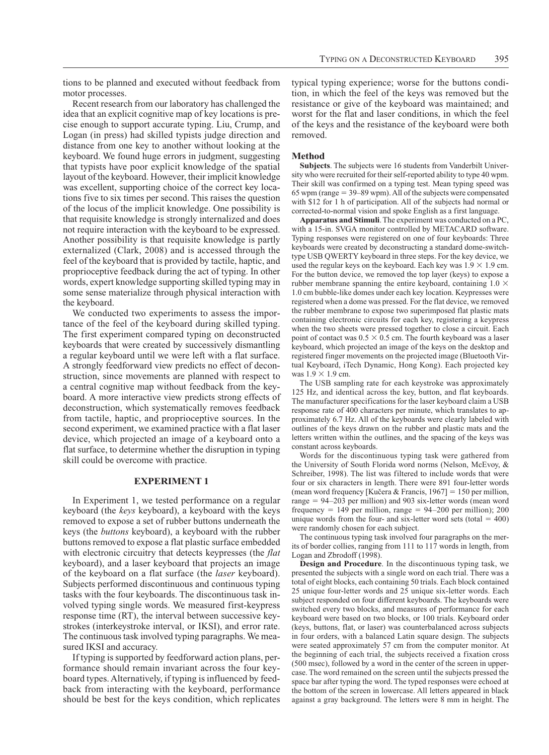tions to be planned and executed without feedback from motor processes.

Recent research from our laboratory has challenged the idea that an explicit cognitive map of key locations is precise enough to support accurate typing. Liu, Crump, and Logan (in press) had skilled typists judge direction and distance from one key to another without looking at the keyboard. We found huge errors in judgment, suggesting that typists have poor explicit knowledge of the spatial layout of the keyboard. However, their implicit knowledge was excellent, supporting choice of the correct key locations five to six times per second. This raises the question of the locus of the implicit knowledge. One possibility is that requisite knowledge is strongly internalized and does not require interaction with the keyboard to be expressed. Another possibility is that requisite knowledge is partly externalized (Clark, 2008) and is accessed through the feel of the keyboard that is provided by tactile, haptic, and proprioceptive feedback during the act of typing. In other words, expert knowledge supporting skilled typing may in some sense materialize through physical interaction with the keyboard.

We conducted two experiments to assess the importance of the feel of the keyboard during skilled typing. The first experiment compared typing on deconstructed keyboards that were created by successively dismantling a regular keyboard until we were left with a flat surface. A strongly feedforward view predicts no effect of deconstruction, since movements are planned with respect to a central cognitive map without feedback from the keyboard. A more interactive view predicts strong effects of deconstruction, which systematically removes feedback from tactile, haptic, and proprioceptive sources. In the second experiment, we examined practice with a flat laser device, which projected an image of a keyboard onto a flat surface, to determine whether the disruption in typing skill could be overcome with practice.

## EXPERIMENT 1

In Experiment 1, we tested performance on a regular keyboard (the *keys* keyboard), a keyboard with the keys removed to expose a set of rubber buttons underneath the keys (the *buttons* keyboard), a keyboard with the rubber buttons removed to expose a flat plastic surface embedded with electronic circuitry that detects keypresses (the *flat* keyboard), and a laser keyboard that projects an image of the keyboard on a flat surface (the *laser* keyboard). Subjects performed discontinuous and continuous typing tasks with the four keyboards. The discontinuous task involved typing single words. We measured first-keypress response time (RT), the interval between successive keystrokes (interkeystroke interval, or IKSI), and error rate. The continuous task involved typing paragraphs. We measured IKSI and accuracy.

If typing is supported by feedforward action plans, performance should remain invariant across the four keyboard types. Alternatively, if typing is influenced by feedback from interacting with the keyboard, performance should be best for the keys condition, which replicates typical typing experience; worse for the buttons condition, in which the feel of the keys was removed but the resistance or give of the keyboard was maintained; and worst for the flat and laser conditions, in which the feel of the keys and the resistance of the keyboard were both removed.

### Method

**Subjects**. The subjects were 16 students from Vanderbilt University who were recruited for their self-reported ability to type 40 wpm. Their skill was confirmed on a typing test. Mean typing speed was 65 wpm (range = 39–89 wpm). All of the subjects were compensated with $12 for 1 h of participation. All of the subjects had normal or corrected-to-normal vision and spoke English as a first language.

**Apparatus and Stimuli**. The experiment was conducted on a PC, with a 15-in. SVGA monitor controlled by METACARD software. Typing responses were registered on one of four keyboards: Three keyboards were created by deconstructing a standard dome-switch-type USB QWERTY keyboard in three steps. For the key device, we used the regular keys on the keyboard. Each key was $1.9 \times 1.9$ cm. For the button device, we removed the top layer (keys) to expose a rubber membrane spanning the entire keyboard, containing $1.0 \times 1.0$ cm bubble-like domes under each key location. Keypresses were registered when a dome was pressed. For the flat device, we removed the rubber membrane to expose two superimposed flat plastic mats containing electronic circuits for each key, registering a keypress when the two sheets were pressed together to close a circuit. Each point of contact was $0.5 \times 0.5$ cm. The fourth keyboard was a laser keyboard, which projected an image of the keys on the desktop and registered finger movements on the projected image (Bluetooth Virtual Keyboard, iTech Dynamic, Hong Kong). Each projected key was $1.9 \times 1.9$ cm.

The USB sampling rate for each keystroke was approximately 125 Hz, and identical across the key, button, and flat keyboards. The manufacturer specifications for the laser keyboard claim a USB response rate of 400 characters per minute, which translates to approximately 6.7 Hz. All of the keyboards were clearly labeled with outlines of the keys drawn on the rubber and plastic mats and the letters written within the outlines, and the spacing of the keys was constant across keyboards.

Words for the discontinuous typing task were gathered from the University of South Florida word norms (Nelson, McEvoy, & Schreiber, 1998). The list was filtered to include words that were four or six characters in length. There were 891 four-letter words (mean word frequency [Kučera & Francis, 1967] = 150 per million, range = 94–203 per million) and 903 six-letter words (mean word frequency = 149 per million, range = 94–200 per million); 200 unique words from the four- and six-letter word sets (total = 400) were randomly chosen for each subject.

The continuous typing task involved four paragraphs on the merits of border collies, ranging from 111 to 117 words in length, from Logan and Zbrodoff (1998).

**Design and Procedure**. In the discontinuous typing task, we presented the subjects with a single word on each trial. There was a total of eight blocks, each containing 50 trials. Each block contained 25 unique four-letter words and 25 unique six-letter words. Each subject responded on four different keyboards. The keyboards were switched every two blocks, and measures of performance for each keyboard were based on two blocks, or 100 trials. Keyboard order (keys, buttons, flat, or laser) was counterbalanced across subjects in four orders, with a balanced Latin square design. The subjects were seated approximately 57 cm from the computer monitor. At the beginning of each trial, the subjects received a fixation cross (500 msec), followed by a word in the center of the screen in uppercase. The word remained on the screen until the subjects pressed the space bar after typing the word. The typed responses were echoed at the bottom of the screen in lowercase. All letters appeared in black against a gray background. The letters were 8 mm in height. The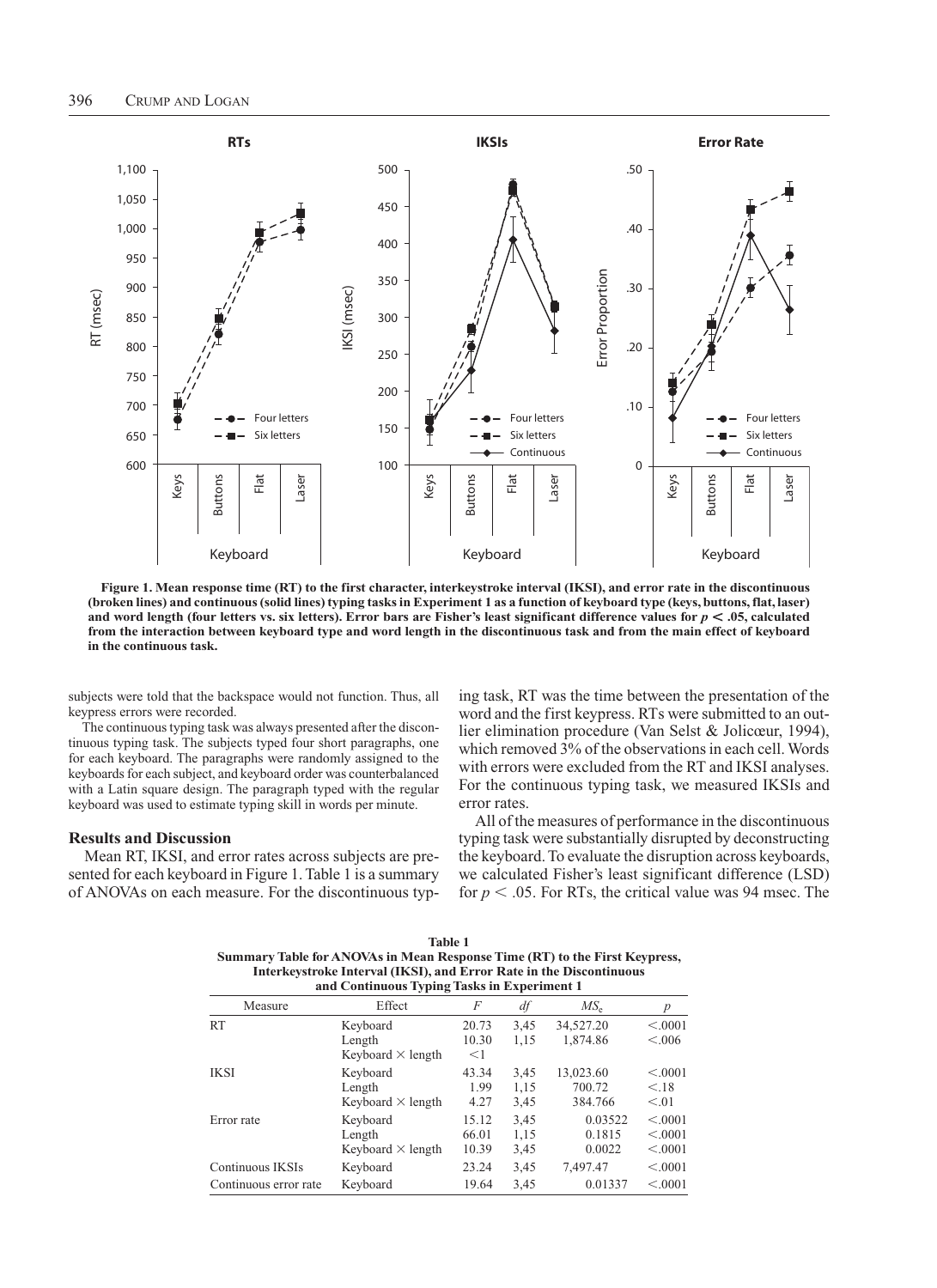**Figure 1. Mean response time (RT) to the first character, interkeystroke interval (IKSI), and error rate in the discontinuous (broken lines) and continuous (solid lines) typing tasks in Experiment 1 as a function of keyboard type (keys, buttons, flat, laser) and word length (four letters vs. six letters). Error bars are Fisher's least significant difference values for $p < .05$, calculated from the interaction between keyboard type and word length in the discontinuous task and from the main effect of keyboard in the continuous task.**

subjects were told that the backspace would not function. Thus, all keypress errors were recorded.

The continuous typing task was always presented after the discontinuous typing task. The subjects typed four short paragraphs, one for each keyboard. The paragraphs were randomly assigned to the keyboards for each subject, and keyboard order was counterbalanced with a Latin square design. The paragraph typed with the regular keyboard was used to estimate typing skill in words per minute.

## Results and Discussion

Mean RT, IKSI, and error rates across subjects are presented for each keyboard in Figure 1. Table 1 is a summary of ANOVAs on each measure. For the discontinuous typing task, RT was the time between the presentation of the word and the first keypress. RTs were submitted to an outlier elimination procedure (Van Selst & Jolicœur, 1994), which removed 3% of the observations in each cell. Words with errors were excluded from the RT and IKSI analyses. For the continuous typing task, we measured IKSIs and error rates.

All of the measures of performance in the discontinuous typing task were substantially disrupted by deconstructing the keyboard. To evaluate the disruption across keyboards, we calculated Fisher's least significant difference (LSD) for $p < .05$. For RTs, the critical value was 94 msec. The

**Table 1**
**Summary Table for ANOVAs in Mean Response Time (RT) to the First Keypress, Interkeystroke Interval (IKSI), and Error Rate in the Discontinuous and Continuous Typing Tasks in Experiment 1**

| Measure | Effect | $F$ | $df$ | $MS_e$ | $p$ |
|---|---|---|---|---|---|
| RT | Keyboard | 20.73 | 3,45 | 34,527.20 | <.0001 |
| | Length | 10.30 | 1,15 | 1,874.86 | <.006 |
| | Keyboard × length | <1 | | | |
| IKSI | Keyboard | 43.34 | 3,45 | 13,023.60 | <.0001 |
| | Length | 1.99 | 1,15 | 700.72 | <.18 |
| | Keyboard × length | 4.27 | 3,45 | 384.766 | <.01 |
| Error rate | Keyboard | 15.12 | 3,45 | 0.03522 | <.0001 |
| | Length | 66.01 | 1,15 | 0.1815 | <.0001 |
| | Keyboard × length | 10.39 | 3,45 | 0.0022 | <.0001 |
| Continuous IKSIs | Keyboard | 23.24 | 3,45 | 7,497.47 | <.0001 |
| Continuous error rate | Keyboard | 19.64 | 3,45 | 0.01337 | <.0001 |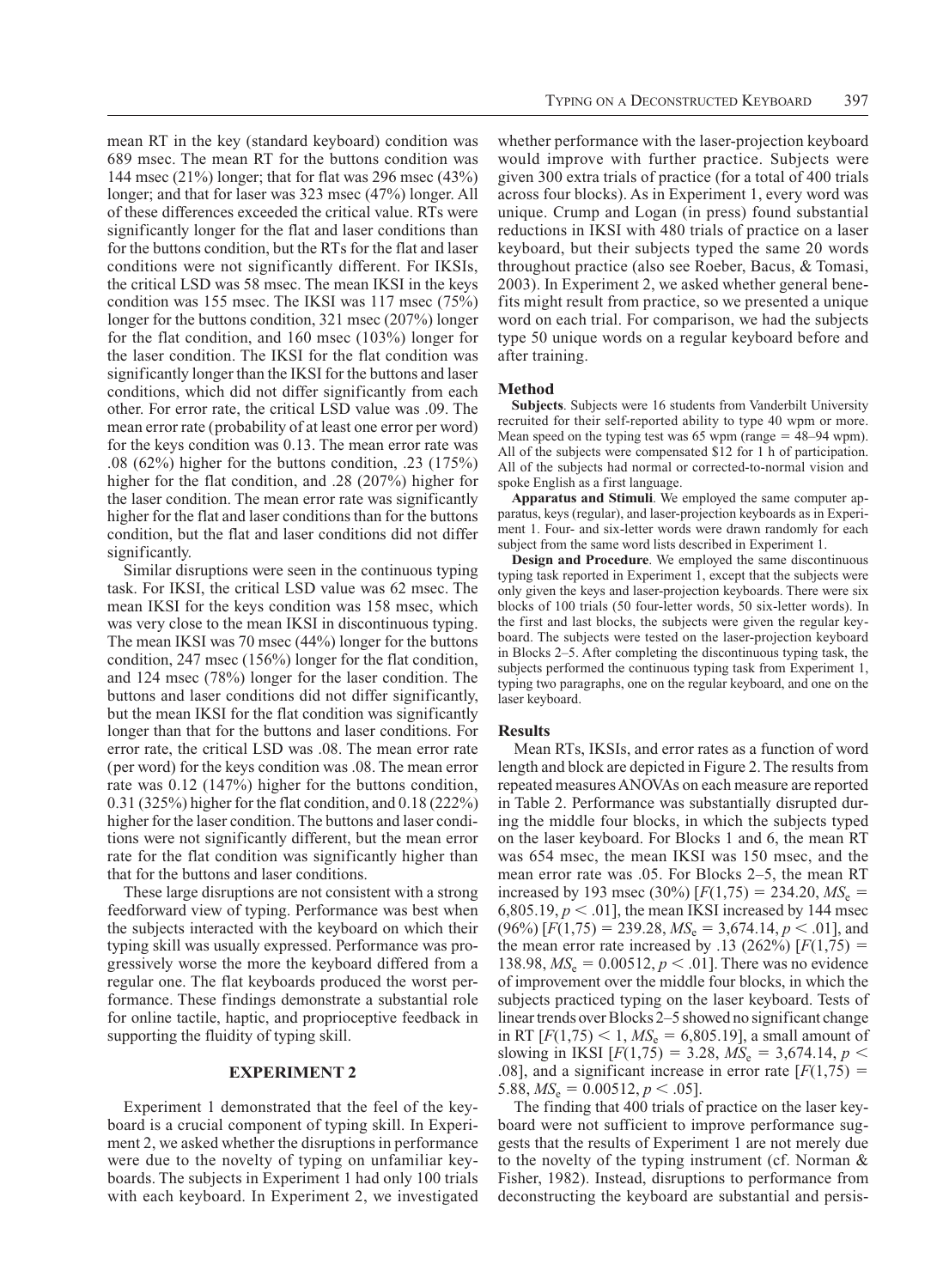mean RT in the key (standard keyboard) condition was 689 msec. The mean RT for the buttons condition was 144 msec (21%) longer; that for flat was 296 msec (43%) longer; and that for laser was 323 msec (47%) longer. All of these differences exceeded the critical value. RTs were significantly longer for the flat and laser conditions than for the buttons condition, but the RTs for the flat and laser conditions were not significantly different. For IKSIs, the critical LSD was 58 msec. The mean IKSI in the keys condition was 155 msec. The IKSI was 117 msec (75%) longer for the buttons condition, 321 msec (207%) longer for the flat condition, and 160 msec (103%) longer for the laser condition. The IKSI for the flat condition was significantly longer than the IKSI for the buttons and laser conditions, which did not differ significantly from each other. For error rate, the critical LSD value was .09. The mean error rate (probability of at least one error per word) for the keys condition was 0.13. The mean error rate was .08 (62%) higher for the buttons condition, .23 (175%) higher for the flat condition, and .28 (207%) higher for the laser condition. The mean error rate was significantly higher for the flat and laser conditions than for the buttons condition, but the flat and laser conditions did not differ significantly.

Similar disruptions were seen in the continuous typing task. For IKSI, the critical LSD value was 62 msec. The mean IKSI for the keys condition was 158 msec, which was very close to the mean IKSI in discontinuous typing. The mean IKSI was 70 msec (44%) longer for the buttons condition, 247 msec (156%) longer for the flat condition, and 124 msec (78%) longer for the laser condition. The buttons and laser conditions did not differ significantly, but the mean IKSI for the flat condition was significantly longer than that for the buttons and laser conditions. For error rate, the critical LSD was .08. The mean error rate (per word) for the keys condition was .08. The mean error rate was 0.12 (147%) higher for the buttons condition, 0.31 (325%) higher for the flat condition, and 0.18 (222%) higher for the laser condition. The buttons and laser conditions were not significantly different, but the mean error rate for the flat condition was significantly higher than that for the buttons and laser conditions.

These large disruptions are not consistent with a strong feedforward view of typing. Performance was best when the subjects interacted with the keyboard on which their typing skill was usually expressed. Performance was progressively worse the more the keyboard differed from a regular one. The flat keyboards produced the worst performance. These findings demonstrate a substantial role for online tactile, haptic, and proprioceptive feedback in supporting the fluidity of typing skill.

## EXPERIMENT 2

Experiment 1 demonstrated that the feel of the keyboard is a crucial component of typing skill. In Experiment 2, we asked whether the disruptions in performance were due to the novelty of typing on unfamiliar keyboards. The subjects in Experiment 1 had only 100 trials with each keyboard. In Experiment 2, we investigated whether performance with the laser-projection keyboard would improve with further practice. Subjects were given 300 extra trials of practice (for a total of 400 trials across four blocks). As in Experiment 1, every word was unique. Crump and Logan (in press) found substantial reductions in IKSI with 480 trials of practice on a laser keyboard, but their subjects typed the same 20 words throughout practice (also see Roeber, Bacus, & Tomasi, 2003). In Experiment 2, we asked whether general benefits might result from practice, so we presented a unique word on each trial. For comparison, we had the subjects type 50 unique words on a regular keyboard before and after training.

### Method

**Subjects**. Subjects were 16 students from Vanderbilt University recruited for their self-reported ability to type 40 wpm or more. Mean speed on the typing test was 65 wpm (range = 48–94 wpm). All of the subjects were compensated $12 for 1 h of participation. All of the subjects had normal or corrected-to-normal vision and spoke English as a first language.

**Apparatus and Stimuli**. We employed the same computer apparatus, keys (regular), and laser-projection keyboards as in Experiment 1. Four- and six-letter words were drawn randomly for each subject from the same word lists described in Experiment 1.

**Design and Procedure**. We employed the same discontinuous typing task reported in Experiment 1, except that the subjects were only given the keys and laser-projection keyboards. There were six blocks of 100 trials (50 four-letter words, 50 six-letter words). In the first and last blocks, the subjects were given the regular keyboard. The subjects were tested on the laser-projection keyboard in Blocks 2–5. After completing the discontinuous typing task, the subjects performed the continuous typing task from Experiment 1, typing two paragraphs, one on the regular keyboard, and one on the laser keyboard.

### Results

Mean RTs, IKSIs, and error rates as a function of word length and block are depicted in Figure 2. The results from repeated measures ANOVAs on each measure are reported in Table 2. Performance was substantially disrupted during the middle four blocks, in which the subjects typed on the laser keyboard. For Blocks 1 and 6, the mean RT was 654 msec, the mean IKSI was 150 msec, and the mean error rate was .05. For Blocks 2–5, the mean RT increased by 193 msec (30%) [$F(1,75) = 234.20$, $MS_e = 6{,}805.19$, $p < .01$], the mean IKSI increased by 144 msec (96%) [$F(1,75) = 239.28$, $MS_e = 3{,}674.14$, $p < .01$], and the mean error rate increased by .13 (262%) [$F(1,75) = 138.98$, $MS_e = 0.00512$, $p < .01$]. There was no evidence of improvement over the middle four blocks, in which the subjects practiced typing on the laser keyboard. Tests of linear trends over Blocks 2–5 showed no significant change in RT [$F(1,75) < 1$, $MS_e = 6{,}805.19$], a small amount of slowing in IKSI [$F(1,75) = 3.28$, $MS_e = 3{,}674.14$, $p < .08$], and a significant increase in error rate [$F(1,75) = 5.88$, $MS_e = 0.00512$, $p < .05$].

The finding that 400 trials of practice on the laser keyboard were not sufficient to improve performance suggests that the results of Experiment 1 are not merely due to the novelty of the typing instrument (cf. Norman & Fisher, 1982). Instead, disruptions to performance from deconstructing the keyboard are substantial and persis-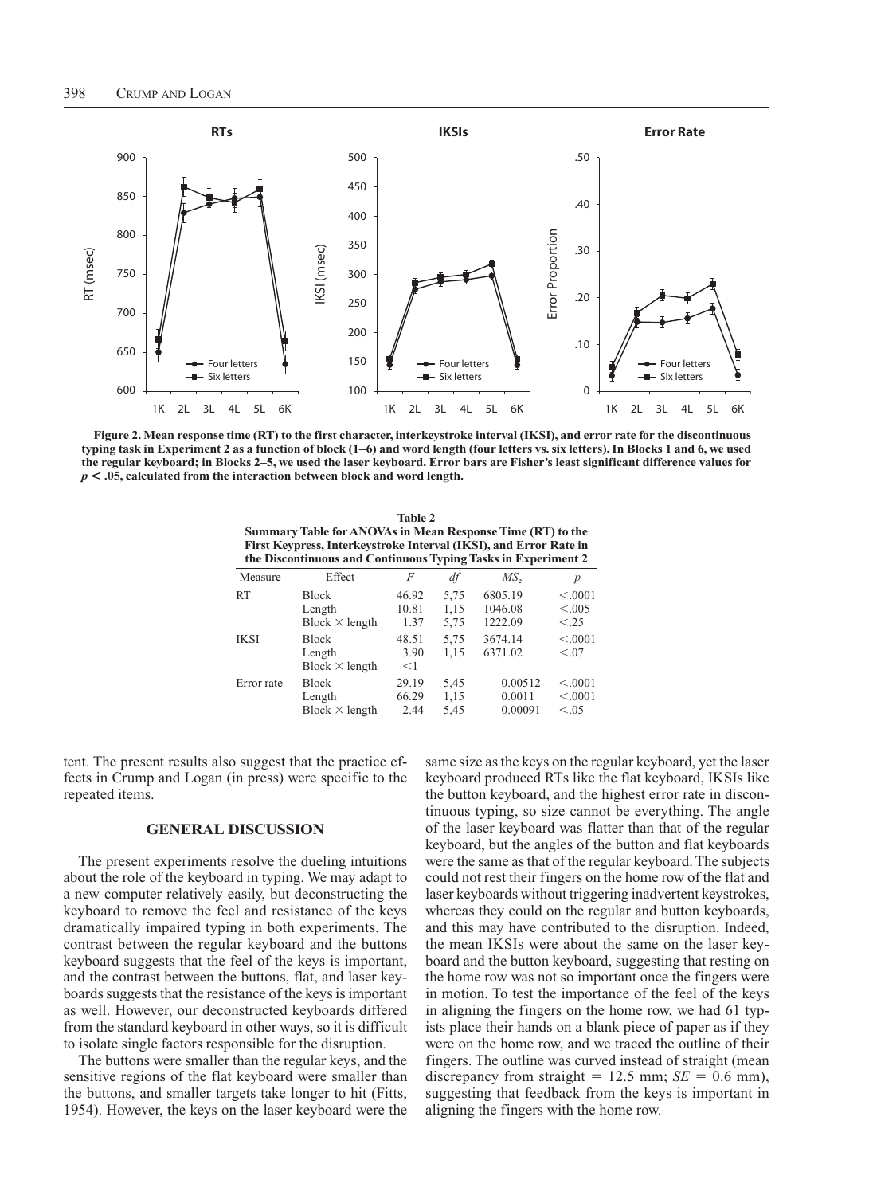**Figure 2. Mean response time (RT) to the first character, interkeystroke interval (IKSI), and error rate for the discontinuous typing task in Experiment 2 as a function of block (1–6) and word length (four letters vs. six letters). In Blocks 1 and 6, we used the regular keyboard; in Blocks 2–5, we used the laser keyboard. Error bars are Fisher's least significant difference values for $p < .05$, calculated from the interaction between block and word length.**

**Table 2**
**Summary Table for ANOVAs in Mean Response Time (RT) to the First Keypress, Interkeystroke Interval (IKSI), and Error Rate in the Discontinuous and Continuous Typing Tasks in Experiment 2**

| Measure | Effect | $F$ | $df$ | $MS_e$ | $p$ |
|---|---|---|---|---|---|
| RT | Block | 46.92 | 5,75 | 6805.19 | <.0001 |
| | Length | 10.81 | 1,15 | 1046.08 | <.005 |
| | Block × length | 1.37 | 5,75 | 1222.09 | <.25 |
| IKSI | Block | 48.51 | 5,75 | 3674.14 | <.0001 |
| | Length | 3.90 | 1,15 | 6371.02 | <.07 |
| | Block × length | <1 | | | |
| Error rate | Block | 29.19 | 5,45 | 0.00512 | <.0001 |
| | Length | 66.29 | 1,15 | 0.0011 | <.0001 |
| | Block × length | 2.44 | 5,45 | 0.00091 | <.05 |

tent. The present results also suggest that the practice effects in Crump and Logan (in press) were specific to the repeated items.

## GENERAL DISCUSSION

The present experiments resolve the dueling intuitions about the role of the keyboard in typing. We may adapt to a new computer relatively easily, but deconstructing the keyboard to remove the feel and resistance of the keys dramatically impaired typing in both experiments. The contrast between the regular keyboard and the buttons keyboard suggests that the feel of the keys is important, and the contrast between the buttons, flat, and laser keyboards suggests that the resistance of the keys is important as well. However, our deconstructed keyboards differed from the standard keyboard in other ways, so it is difficult to isolate single factors responsible for the disruption.

The buttons were smaller than the regular keys, and the sensitive regions of the flat keyboard were smaller than the buttons, and smaller targets take longer to hit (Fitts, 1954). However, the keys on the laser keyboard were the same size as the keys on the regular keyboard, yet the laser keyboard produced RTs like the flat keyboard, IKSIs like the button keyboard, and the highest error rate in discontinuous typing, so size cannot be everything. The angle of the laser keyboard was flatter than that of the regular keyboard, but the angles of the button and flat keyboards were the same as that of the regular keyboard. The subjects could not rest their fingers on the home row of the flat and laser keyboards without triggering inadvertent keystrokes, whereas they could on the regular and button keyboards, and this may have contributed to the disruption. Indeed, the mean IKSIs were about the same on the laser keyboard and the button keyboard, suggesting that resting on the home row was not so important once the fingers were in motion. To test the importance of the feel of the keys in aligning the fingers on the home row, we had 61 typists place their hands on a blank piece of paper as if they were on the home row, and we traced the outline of their fingers. The outline was curved instead of straight (mean discrepancy from straight = 12.5 mm; $SE$ = 0.6 mm), suggesting that feedback from the keys is important in aligning the fingers with the home row.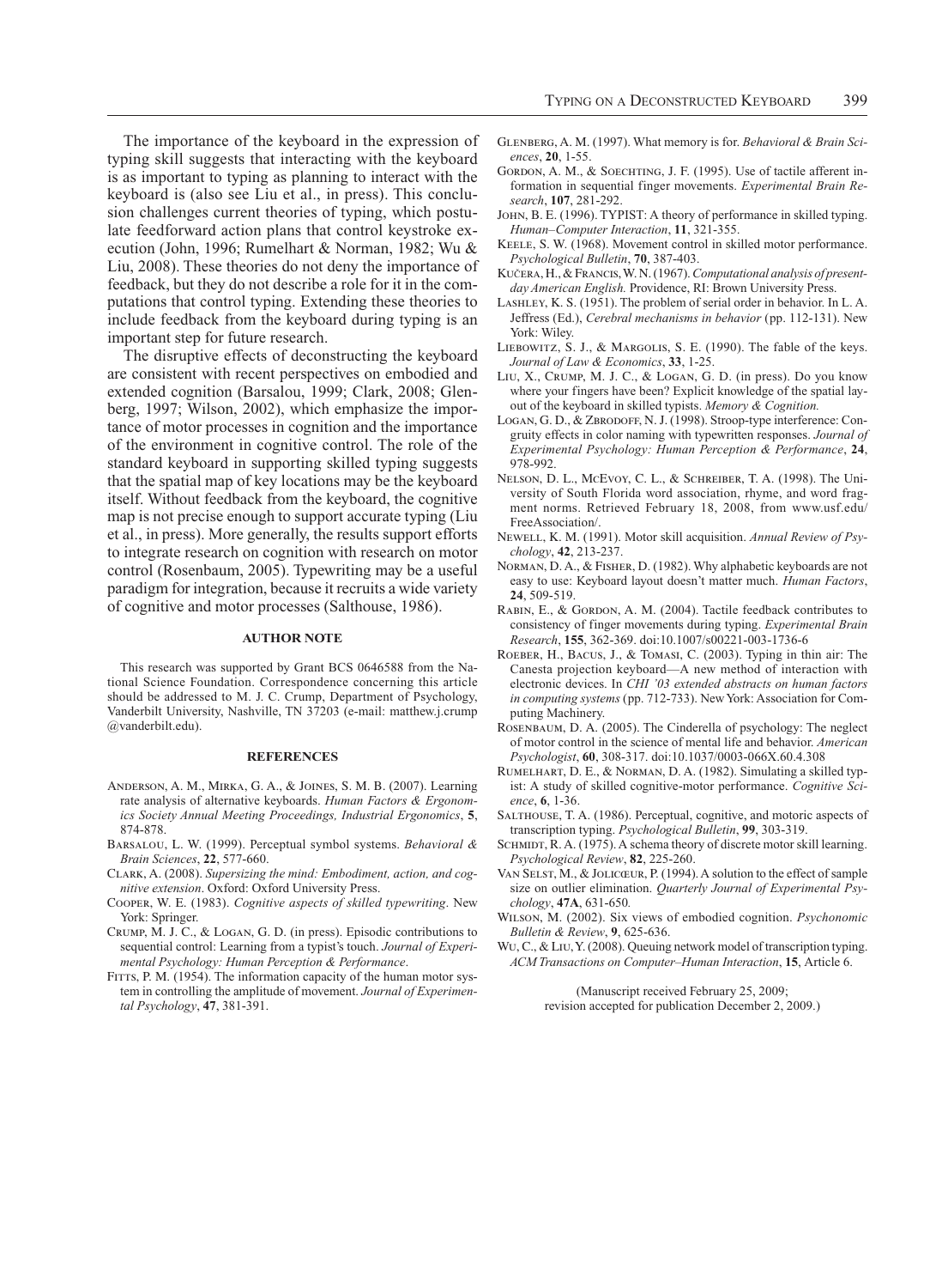The importance of the keyboard in the expression of typing skill suggests that interacting with the keyboard is as important to typing as planning to interact with the keyboard is (also see Liu et al., in press). This conclusion challenges current theories of typing, which postulate feedforward action plans that control keystroke execution (John, 1996; Rumelhart & Norman, 1982; Wu & Liu, 2008). These theories do not deny the importance of feedback, but they do not describe a role for it in the computations that control typing. Extending these theories to include feedback from the keyboard during typing is an important step for future research.

The disruptive effects of deconstructing the keyboard are consistent with recent perspectives on embodied and extended cognition (Barsalou, 1999; Clark, 2008; Glenberg, 1997; Wilson, 2002), which emphasize the importance of motor processes in cognition and the importance of the environment in cognitive control. The role of the standard keyboard in supporting skilled typing suggests that the spatial map of key locations may be the keyboard itself. Without feedback from the keyboard, the cognitive map is not precise enough to support accurate typing (Liu et al., in press). More generally, the results support efforts to integrate research on cognition with research on motor control (Rosenbaum, 2005). Typewriting may be a useful paradigm for integration, because it recruits a wide variety of cognitive and motor processes (Salthouse, 1986).

## AUTHOR NOTE

This research was supported by Grant BCS 0646588 from the National Science Foundation. Correspondence concerning this article should be addressed to M. J. C. Crump, Department of Psychology, Vanderbilt University, Nashville, TN 37203 (e-mail: matthew.j.crump@vanderbilt.edu).

## REFERENCES

Anderson, A. M., Mirka, G. A., & Joines, S. M. B. (2007). Learning rate analysis of alternative keyboards. *Human Factors & Ergonomics Society Annual Meeting Proceedings, Industrial Ergonomics*, **5**, 874-878.

Barsalou, L. W. (1999). Perceptual symbol systems. *Behavioral & Brain Sciences*, **22**, 577-660.

Clark, A. (2008). *Supersizing the mind: Embodiment, action, and cognitive extension*. Oxford: Oxford University Press.

Cooper, W. E. (1983). *Cognitive aspects of skilled typewriting*. New York: Springer.

Crump, M. J. C., & Logan, G. D. (in press). Episodic contributions to sequential control: Learning from a typist's touch. *Journal of Experimental Psychology: Human Perception & Performance*.

Fitts, P. M. (1954). The information capacity of the human motor system in controlling the amplitude of movement. *Journal of Experimental Psychology*, **47**, 381-391.

Glenberg, A. M. (1997). What memory is for. *Behavioral & Brain Sciences*, **20**, 1-55.

Gordon, A. M., & Soechting, J. F. (1995). Use of tactile afferent information in sequential finger movements. *Experimental Brain Research*, **107**, 281-292.

John, B. E. (1996). TYPIST: A theory of performance in skilled typing. *Human–Computer Interaction*, **11**, 321-355.

Keele, S. W. (1968). Movement control in skilled motor performance. *Psychological Bulletin*, **70**, 387-403.

Kučera, H., & Francis, W. N. (1967). *Computational analysis of present-day American English.* Providence, RI: Brown University Press.

Lashley, K. S. (1951). The problem of serial order in behavior. In L. A. Jeffress (Ed.), *Cerebral mechanisms in behavior* (pp. 112-131). New York: Wiley.

Liebowitz, S. J., & Margolis, S. E. (1990). The fable of the keys. *Journal of Law & Economics*, **33**, 1-25.

Liu, X., Crump, M. J. C., & Logan, G. D. (in press). Do you know where your fingers have been? Explicit knowledge of the spatial layout of the keyboard in skilled typists. *Memory & Cognition.*

Logan, G. D., & Zbrodoff, N. J. (1998). Stroop-type interference: Congruity effects in color naming with typewritten responses. *Journal of Experimental Psychology: Human Perception & Performance*, **24**, 978-992.

Nelson, D. L., McEvoy, C. L., & Schreiber, T. A. (1998). The University of South Florida word association, rhyme, and word fragment norms. Retrieved February 18, 2008, from www.usf.edu/FreeAssociation/.

Newell, K. M. (1991). Motor skill acquisition. *Annual Review of Psychology*, **42**, 213-237.

Norman, D. A., & Fisher, D. (1982). Why alphabetic keyboards are not easy to use: Keyboard layout doesn't matter much. *Human Factors*, **24**, 509-519.

Rabin, E., & Gordon, A. M. (2004). Tactile feedback contributes to consistency of finger movements during typing. *Experimental Brain Research*, **155**, 362-369. doi:10.1007/s00221-003-1736-6

Roeber, H., Bacus, J., & Tomasi, C. (2003). Typing in thin air: The Canesta projection keyboard—A new method of interaction with electronic devices. In *CHI '03 extended abstracts on human factors in computing systems* (pp. 712-733). New York: Association for Computing Machinery.

Rosenbaum, D. A. (2005). The Cinderella of psychology: The neglect of motor control in the science of mental life and behavior. *American Psychologist*, **60**, 308-317. doi:10.1037/0003-066X.60.4.308

Rumelhart, D. E., & Norman, D. A. (1982). Simulating a skilled typist: A study of skilled cognitive-motor performance. *Cognitive Science*, **6**, 1-36.

Salthouse, T. A. (1986). Perceptual, cognitive, and motoric aspects of transcription typing. *Psychological Bulletin*, **99**, 303-319.

Schmidt, R. A. (1975). A schema theory of discrete motor skill learning. *Psychological Review*, **82**, 225-260.

Van Selst, M., & Jolicœur, P. (1994). A solution to the effect of sample size on outlier elimination. *Quarterly Journal of Experimental Psychology*, **47A**, 631-650*.*

Wilson, M. (2002). Six views of embodied cognition. *Psychonomic Bulletin & Review*, **9**, 625-636.

Wu, C., & Liu, Y. (2008). Queuing network model of transcription typing. *ACM Transactions on Computer–Human Interaction*, **15**, Article 6.

(Manuscript received February 25, 2009;
revision accepted for publication December 2, 2009.)